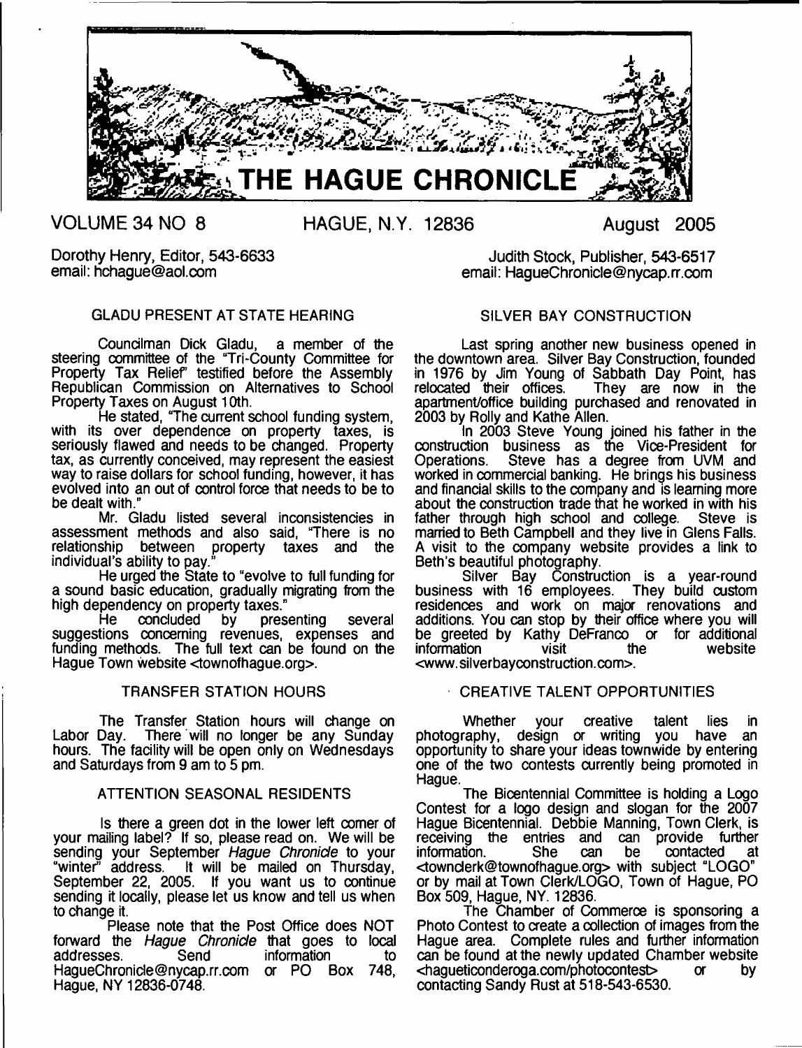# THE HAGUE CHRONICLE

VOLUME 34 NO 8 HAGUE, N.Y. 12836 August 2005

Dorothy Henry, Editor, 543-6633
email: hchague@aol.com

Judith Stock, Publisher, 543-6517
email: HagueChronicle@nycap.rr.com

## GLADU PRESENT AT STATE HEARING

Councilman Dick Gladu, a member of the steering committee of the "Tri-County Committee for Property Tax Relief" testified before the Assembly Republican Commission on Alternatives to School Property Taxes on August 10th.

He stated, "The current school funding system, with its over dependence on property taxes, is seriously flawed and needs to be changed. Property tax, as currently conceived, may represent the easiest way to raise dollars for school funding, however, it has evolved into an out of control force that needs to be to be dealt with."

Mr. Gladu listed several inconsistencies in assessment methods and also said, "There is no relationship between property taxes and the individual's ability to pay."

He urged the State to "evolve to full funding for a sound basic education, gradually migrating from the high dependency on property taxes."

He concluded by presenting several suggestions concerning revenues, expenses and funding methods. The full text can be found on the Hague Town website <townofhague.org>.

## TRANSFER STATION HOURS

The Transfer Station hours will change on Labor Day. There will no longer be any Sunday hours. The facility will be open only on Wednesdays and Saturdays from 9 am to 5 pm.

## ATTENTION SEASONAL RESIDENTS

Is there a green dot in the lower left corner of your mailing label? If so, please read on. We will be sending your September *Hague Chronicle* to your "winter" address. It will be mailed on Thursday, September 22, 2005. If you want us to continue sending it locally, please let us know and tell us when to change it.

Please note that the Post Office does NOT forward the *Hague Chronicle* that goes to local addresses. Send information to HagueChronicle@nycap.rr.com or PO Box 748, Hague, NY 12836-0748.

## SILVER BAY CONSTRUCTION

Last spring another new business opened in the downtown area. Silver Bay Construction, founded in 1976 by Jim Young of Sabbath Day Point, has relocated their offices. They are now in the apartment/office building purchased and renovated in 2003 by Rolly and Kathe Allen.

In 2003 Steve Young joined his father in the construction business as the Vice-President for Operations. Steve has a degree from UVM and worked in commercial banking. He brings his business and financial skills to the company and is learning more about the construction trade that he worked in with his father through high school and college. Steve is married to Beth Campbell and they live in Glens Falls. A visit to the company website provides a link to Beth's beautiful photography.

Silver Bay Construction is a year-round business with 16 employees. They build custom residences and work on major renovations and additions. You can stop by their office where you will be greeted by Kathy DeFranco or for additional information visit the website <www.silverbayconstruction.com>.

## CREATIVE TALENT OPPORTUNITIES

Whether your creative talent lies in photography, design or writing you have an opportunity to share your ideas townwide by entering one of the two contests currently being promoted in Hague.

The Bicentennial Committee is holding a Logo Contest for a logo design and slogan for the 2007 Hague Bicentennial. Debbie Manning, Town Clerk, is receiving the entries and can provide further information. She can be contacted at <townclerk@townofhague.org> with subject "LOGO" or by mail at Town Clerk/LOGO, Town of Hague, PO Box 509, Hague, NY. 12836.

The Chamber of Commerce is sponsoring a Photo Contest to create a collection of images from the Hague area. Complete rules and further information can be found at the newly updated Chamber website <hagueticonderoga.com/photocontest> or by contacting Sandy Rust at 518-543-6530.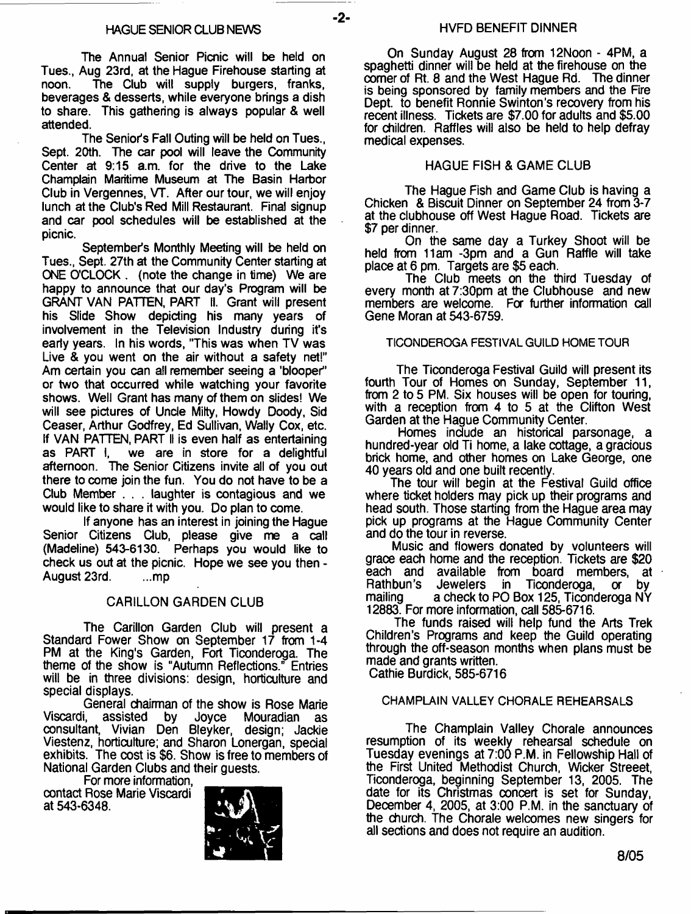## HAGUE SENIOR CLUB NEWS

The Annual Senior Picnic will be held on Tues., Aug 23rd, at the Hague Firehouse starting at noon. The Club will supply burgers, franks, beverages & desserts, while everyone brings a dish to share. This gathering is always popular & well attended.

The Senior's Fall Outing will be held on Tues., Sept. 20th. The car pool will leave the Community Center at 9:15 a.m. for the drive to the Lake Champlain Maritime Museum at The Basin Harbor Club in Vergennes, VT. After our tour, we will enjoy lunch at the Club's Red Mill Restaurant. Final signup and car pool schedules will be established at the picnic.

September's Monthly Meeting will be held on Tues., Sept. 27th at the Community Center starting at ONE O'CLOCK. (note the change in time) We are happy to announce that our day's Program will be GRANT VAN PATTEN, PART II. Grant will present his Slide Show depicting his many years of involvement in the Television Industry during it's early years. In his words, "This was when TV was Live & you went on the air without a safety net!" Am certain you can all remember seeing a 'blooper" or two that occurred while watching your favorite shows. Well Grant has many of them on slides! We will see pictures of Uncle Milty, Howdy Doody, Sid Ceaser, Arthur Godfrey, Ed Sullivan, Wally Cox, etc. If VAN PATTEN, PART II is even half as entertaining as PART I, we are in store for a delightful afternoon. The Senior Citizens invite all of you out there to come join the fun. You do not have to be a Club Member . . . laughter is contagious and we would like to share it with you. Do plan to come.

If anyone has an interest in joining the Hague Senior Citizens Club, please give me a call (Madeline) 543-6130. Perhaps you would like to check us out at the picnic. Hope we see you then - August 23rd. ...mp

## CARILLON GARDEN CLUB

The Carillon Garden Club will present a Standard Fower Show on September 17 from 1-4 PM at the King's Garden, Fort Ticonderoga. The theme of the show is "Autumn Reflections." Entries will be in three divisions: design, horticulture and special displays.

General chairman of the show is Rose Marie Viscardi, assisted by Joyce Mouradian as consultant, Vivian Den Bleyker, design; Jackie Viestenz, horticulture; and Sharon Lonergan, special exhibits. The cost is $6. Show is free to members of National Garden Clubs and their guests.

For more information, contact Rose Marie Viscardi at 543-6348.

## HVFD BENEFIT DINNER

On Sunday August 28 from 12Noon - 4PM, a spaghetti dinner will be held at the firehouse on the corner of Rt. 8 and the West Hague Rd. The dinner is being sponsored by family members and the Fire Dept. to benefit Ronnie Swinton's recovery from his recent illness. Tickets are $7.00 for adults and $5.00 for children. Raffles will also be held to help defray medical expenses.

## HAGUE FISH & GAME CLUB

The Hague Fish and Game Club is having a Chicken & Biscuit Dinner on September 24 from 3-7 at the clubhouse off West Hague Road. Tickets are $7 per dinner.

On the same day a Turkey Shoot will be held from 11am -3pm and a Gun Raffle will take place at 6 pm. Targets are $5 each.

The Club meets on the third Tuesday of every month at 7:30pm at the Clubhouse and new members are welcome. For further information call Gene Moran at 543-6759.

## TICONDEROGA FESTIVAL GUILD HOME TOUR

The Ticonderoga Festival Guild will present its fourth Tour of Homes on Sunday, September 11, from 2 to 5 PM. Six houses will be open for touring, with a reception from 4 to 5 at the Clifton West Garden at the Hague Community Center.

Homes include an historical parsonage, a hundred-year old Ti home, a lake cottage, a gracious brick home, and other homes on Lake George, one 40 years old and one built recently.

The tour will begin at the Festival Guild office where ticket holders may pick up their programs and head south. Those starting from the Hague area may pick up programs at the Hague Community Center and do the tour in reverse.

Music and flowers donated by volunteers will grace each home and the reception. Tickets are $20 each and available from board members, at Rathbun's Jewelers in Ticonderoga, or by mailing a check to PO Box 125, Ticonderoga NY 12883. For more information, call 585-6716.

The funds raised will help fund the Arts Trek Children's Programs and keep the Guild operating through the off-season months when plans must be made and grants written.

Cathie Burdick, 585-6716

## CHAMPLAIN VALLEY CHORALE REHEARSALS

The Champlain Valley Chorale announces resumption of its weekly rehearsal schedule on Tuesday evenings at 7:00 P.M. in Fellowship Hall of the First United Methodist Church, Wicker Streeet, Ticonderoga, beginning September 13, 2005. The date for its Christmas concert is set for Sunday, December 4, 2005, at 3:00 P.M. in the sanctuary of the church. The Chorale welcomes new singers for all sections and does not require an audition.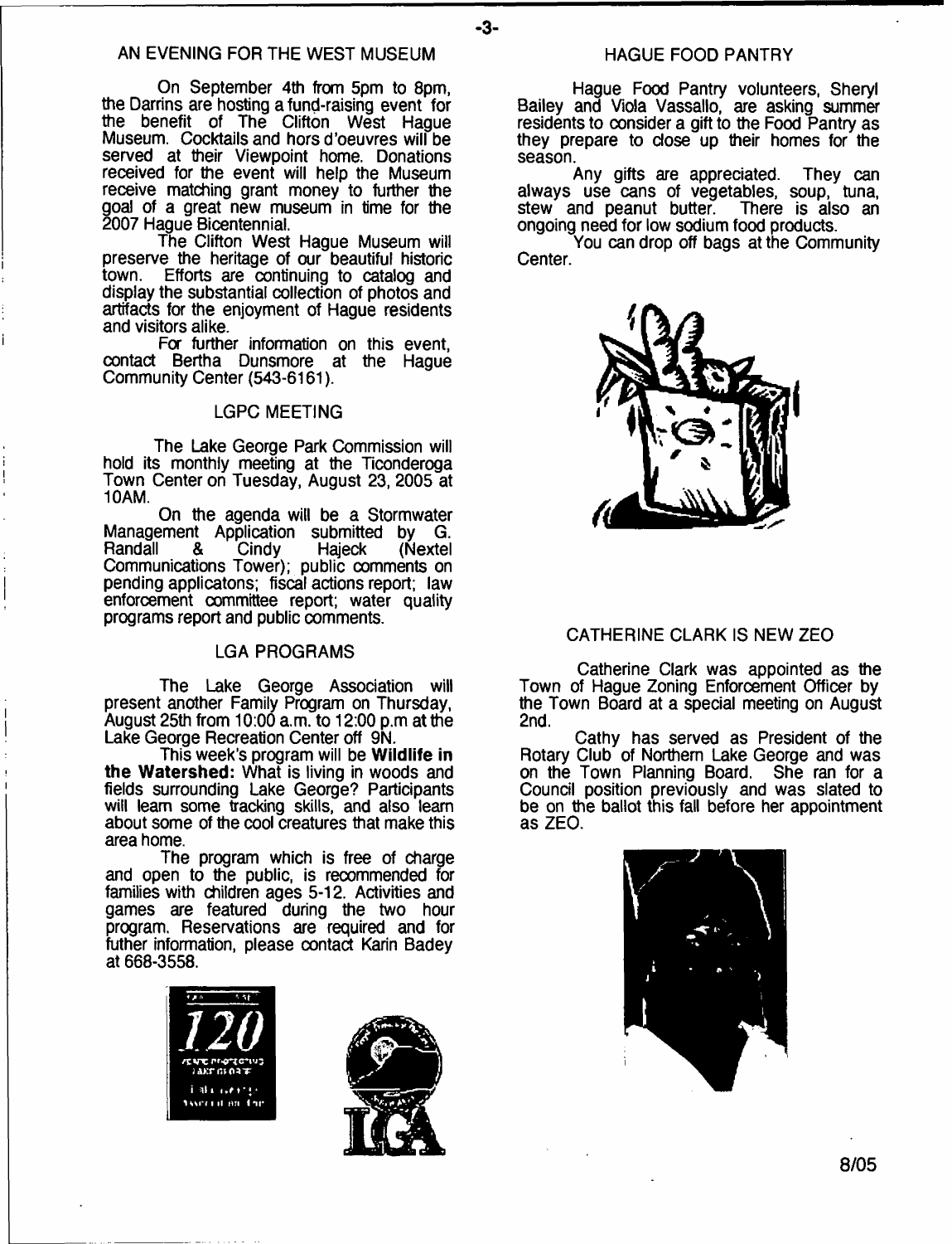## AN EVENING FOR THE WEST MUSEUM

On September 4th from 5pm to 8pm, the Darrins are hosting a fund-raising event for the benefit of The Clifton West Hague Museum. Cocktails and hors d'oeuvres will be served at their Viewpoint home. Donations received for the event will help the Museum receive matching grant money to further the goal of a great new museum in time for the 2007 Hague Bicentennial.

The Clifton West Hague Museum will preserve the heritage of our beautiful historic town. Efforts are continuing to catalog and display the substantial collection of photos and artifacts for the enjoyment of Hague residents and visitors alike.

For further information on this event, contact Bertha Dunsmore at the Hague Community Center (543-6161).

## LGPC MEETING

The Lake George Park Commission will hold its monthly meeting at the Ticonderoga Town Center on Tuesday, August 23, 2005 at 10AM.

On the agenda will be a Stormwater Management Application submitted by G. Randall & Cindy Hajeck (Nextel Communications Tower); public comments on pending applicatons; fiscal actions report; law enforcement committee report; water quality programs report and public comments.

## LGA PROGRAMS

The Lake George Association will present another Family Program on Thursday, August 25th from 10:00 a.m. to 12:00 p.m at the Lake George Recreation Center off 9N.

This week's program will be **Wildlife in the Watershed:** What is living in woods and fields surrounding Lake George? Participants will learn some tracking skills, and also learn about some of the cool creatures that make this area home.

The program which is free of charge and open to the public, is recommended for families with children ages 5-12. Activities and games are featured during the two hour program. Reservations are required and for futher information, please contact Karin Badey at 668-3558.

## HAGUE FOOD PANTRY

Hague Food Pantry volunteers, Sheryl Bailey and Viola Vassallo, are asking summer residents to consider a gift to the Food Pantry as they prepare to close up their homes for the season.

Any gifts are appreciated. They can always use cans of vegetables, soup, tuna, stew and peanut butter. There is also an ongoing need for low sodium food products.

You can drop off bags at the Community Center.

## CATHERINE CLARK IS NEW ZEO

Catherine Clark was appointed as the Town of Hague Zoning Enforcement Officer by the Town Board at a special meeting on August 2nd.

Cathy has served as President of the Rotary Club of Northern Lake George and was on the Town Planning Board. She ran for a Council position previously and was slated to be on the ballot this fall before her appointment as ZEO.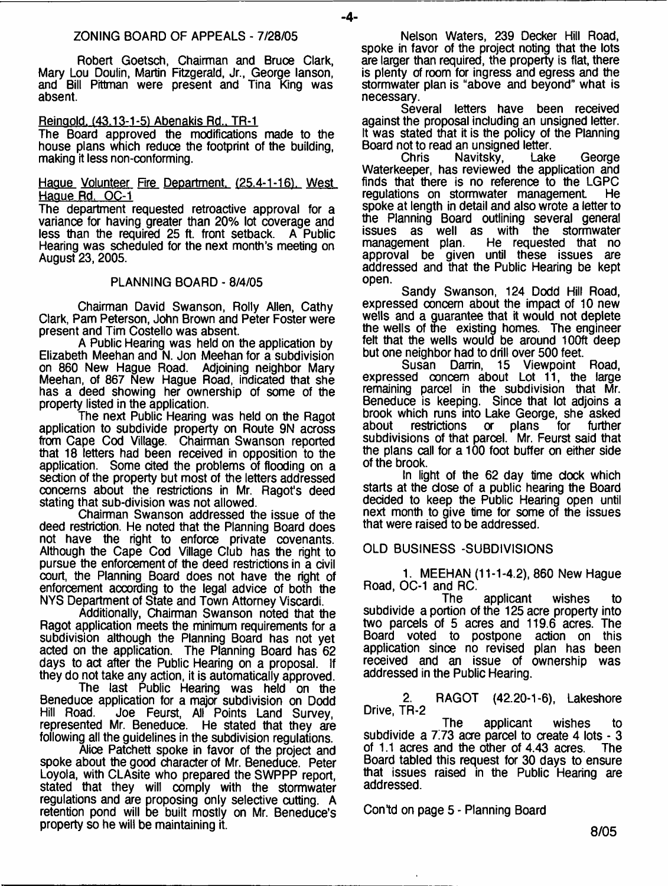## ZONING BOARD OF APPEALS - 7/28/05

Robert Goetsch, Chairman and Bruce Clark, Mary Lou Doulin, Martin Fitzgerald, Jr., George Ianson, and Bill Pittman were present and Tina King was absent.

Reingold, (43.13-1-5) Abenakis Rd., TR-1

The Board approved the modifications made to the house plans which reduce the footprint of the building, making it less non-conforming.

Hague Volunteer Fire Department, (25.4-1-16), West Hague Rd. OC-1

The department requested retroactive approval for a variance for having greater than 20% lot coverage and less than the required 25 ft. front setback. A Public Hearing was scheduled for the next month's meeting on August 23, 2005.

## PLANNING BOARD - 8/4/05

Chairman David Swanson, Rolly Allen, Cathy Clark, Pam Peterson, John Brown and Peter Foster were present and Tim Costello was absent.

A Public Hearing was held on the application by Elizabeth Meehan and N. Jon Meehan for a subdivision on 860 New Hague Road. Adjoining neighbor Mary Meehan, of 867 New Hague Road, indicated that she has a deed showing her ownership of some of the property listed in the application.

The next Public Hearing was held on the Ragot application to subdivide property on Route 9N across from Cape Cod Village. Chairman Swanson reported that 18 letters had been received in opposition to the application. Some cited the problems of flooding on a section of the property but most of the letters addressed concerns about the restrictions in Mr. Ragot's deed stating that sub-division was not allowed.

Chairman Swanson addressed the issue of the deed restriction. He noted that the Planning Board does not have the right to enforce private covenants. Although the Cape Cod Village Club has the right to pursue the enforcement of the deed restrictions in a civil court, the Planning Board does not have the right of enforcement according to the legal advice of both the NYS Department of State and Town Attorney Viscardi.

Additionally, Chairman Swanson noted that the Ragot application meets the minimum requirements for a subdivision although the Planning Board has not yet acted on the application. The Planning Board has 62 days to act after the Public Hearing on a proposal. If they do not take any action, it is automatically approved.

The last Public Hearing was held on the Beneduce application for a major subdivision on Dodd Hill Road. Joe Feurst, All Points Land Survey, represented Mr. Beneduce. He stated that they are following all the guidelines in the subdivision regulations.

Alice Patchett spoke in favor of the project and spoke about the good character of Mr. Beneduce. Peter Loyola, with CLAsite who prepared the SWPPP report, stated that they will comply with the stormwater regulations and are proposing only selective cutting. A retention pond will be built mostly on Mr. Beneduce's property so he will be maintaining it.

Nelson Waters, 239 Decker Hill Road, spoke in favor of the project noting that the lots are larger than required, the property is flat, there is plenty of room for ingress and egress and the stormwater plan is "above and beyond" what is necessary.

Several letters have been received against the proposal including an unsigned letter. It was stated that it is the policy of the Planning Board not to read an unsigned letter.

Chris Navitsky, Lake George Waterkeeper, has reviewed the application and finds that there is no reference to the LGPC regulations on stormwater management. He spoke at length in detail and also wrote a letter to the Planning Board outlining several general issues as well as with the stormwater management plan. He requested that no approval be given until these issues are addressed and that the Public Hearing be kept open.

Sandy Swanson, 124 Dodd Hill Road, expressed concern about the impact of 10 new wells and a guarantee that it would not deplete the wells of the existing homes. The engineer felt that the wells would be around 100ft deep but one neighbor had to drill over 500 feet.

Susan Darrin, 15 Viewpoint Road, expressed concern about Lot 11, the large remaining parcel in the subdivision that Mr. Beneduce is keeping. Since that lot adjoins a brook which runs into Lake George, she asked about restrictions or plans for further subdivisions of that parcel. Mr. Feurst said that the plans call for a 100 foot buffer on either side of the brook.

In light of the 62 day time clock which starts at the close of a public hearing the Board decided to keep the Public Hearing open until next month to give time for some of the issues that were raised to be addressed.

## OLD BUSINESS -SUBDIVISIONS

1. MEEHAN (11-1-4.2), 860 New Hague Road, OC-1 and RC.

The applicant wishes to subdivide a portion of the 125 acre property into two parcels of 5 acres and 119.6 acres. The Board voted to postpone action on this application since no revised plan has been received and an issue of ownership was addressed in the Public Hearing.

2. RAGOT (42.20-1-6), Lakeshore Drive, TR-2

The applicant wishes to subdivide a 7.73 acre parcel to create 4 lots - 3 of 1.1 acres and the other of 4.43 acres. The Board tabled this request for 30 days to ensure that issues raised in the Public Hearing are addressed.

Con'td on page 5 - Planning Board

8/05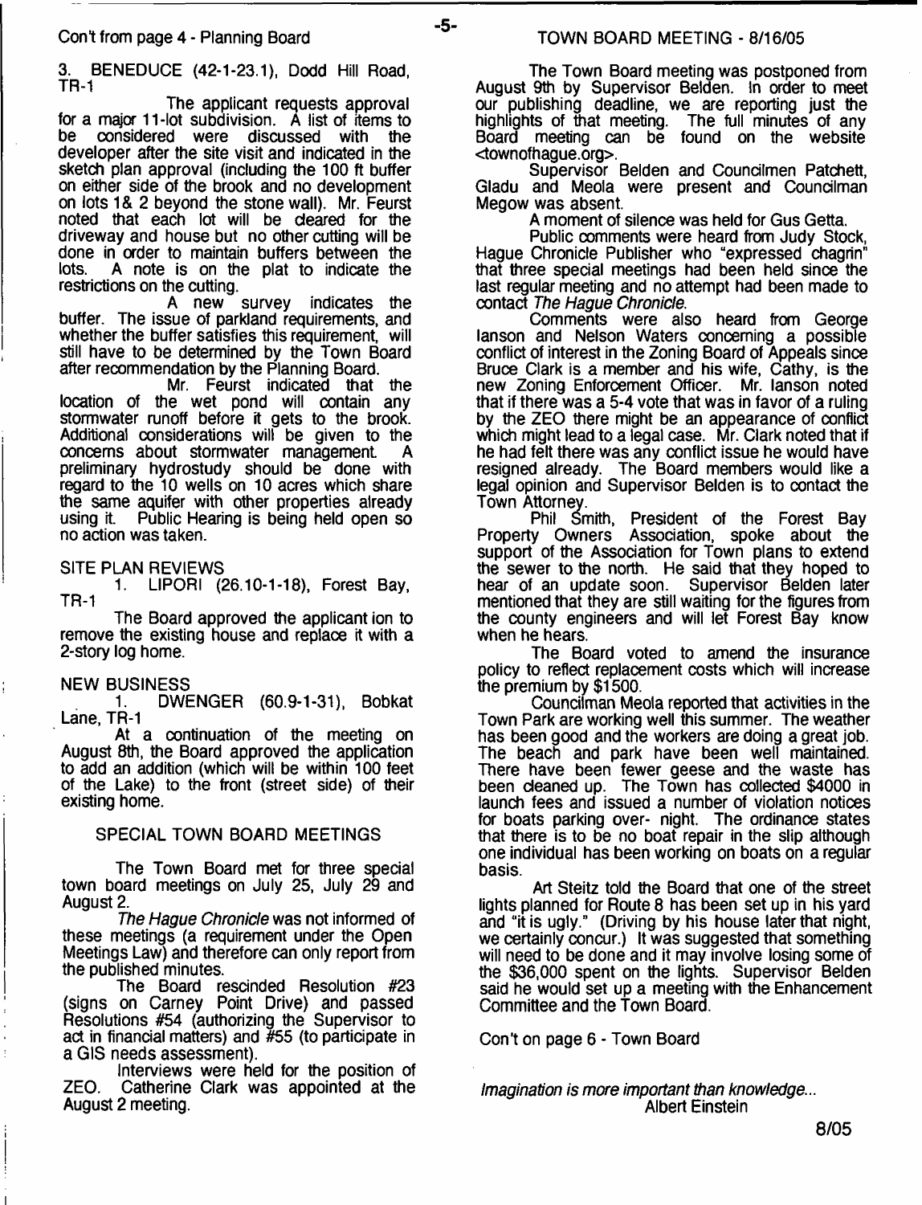Con't from page 4 - Planning Board

3. BENEDUCE (42-1-23.1), Dodd Hill Road, TR-1

The applicant requests approval for a major 11-lot subdivision. A list of items to be considered were discussed with the developer after the site visit and indicated in the sketch plan approval (including the 100 ft buffer on either side of the brook and no development on lots 1& 2 beyond the stone wall). Mr. Feurst noted that each lot will be cleared for the driveway and house but no other cutting will be done in order to maintain buffers between the lots. A note is on the plat to indicate the restrictions on the cutting.

A new survey indicates the buffer. The issue of parkland requirements, and whether the buffer satisfies this requirement, will still have to be determined by the Town Board after recommendation by the Planning Board.

Mr. Feurst indicated that the location of the wet pond will contain any stormwater runoff before it gets to the brook. Additional considerations will be given to the concerns about stormwater management. A preliminary hydrostudy should be done with regard to the 10 wells on 10 acres which share the same aquifer with other properties already using it. Public Hearing is being held open so no action was taken.

SITE PLAN REVIEWS

1. LIPORI (26.10-1-18), Forest Bay, TR-1

The Board approved the applicant ion to remove the existing house and replace it with a 2-story log home.

NEW BUSINESS

1. DWENGER (60.9-1-31), Bobkat Lane, TR-1

At a continuation of the meeting on August 8th, the Board approved the application to add an addition (which will be within 100 feet of the Lake) to the front (street side) of their existing home.

## SPECIAL TOWN BOARD MEETINGS

The Town Board met for three special town board meetings on July 25, July 29 and August 2.

*The Hague Chronicle* was not informed of these meetings (a requirement under the Open Meetings Law) and therefore can only report from the published minutes.

The Board rescinded Resolution #23 (signs on Carney Point Drive) and passed Resolutions #54 (authorizing the Supervisor to act in financial matters) and #55 (to participate in a GIS needs assessment).

Interviews were held for the position of ZEO. Catherine Clark was appointed at the August 2 meeting.

## TOWN BOARD MEETING - 8/16/05

The Town Board meeting was postponed from August 9th by Supervisor Belden. In order to meet our publishing deadline, we are reporting just the highlights of that meeting. The full minutes of any Board meeting can be found on the website <townofhague.org>.

Supervisor Belden and Councilmen Patchett, Gladu and Meola were present and Councilman Megow was absent.

A moment of silence was held for Gus Getta.

Public comments were heard from Judy Stock, Hague Chronicle Publisher who "expressed chagrin" that three special meetings had been held since the last regular meeting and no attempt had been made to contact *The Hague Chronicle*.

Comments were also heard from George Ianson and Nelson Waters concerning a possible conflict of interest in the Zoning Board of Appeals since Bruce Clark is a member and his wife, Cathy, is the new Zoning Enforcement Officer. Mr. Ianson noted that if there was a 5-4 vote that was in favor of a ruling by the ZEO there might be an appearance of conflict which might lead to a legal case. Mr. Clark noted that if he had felt there was any conflict issue he would have resigned already. The Board members would like a legal opinion and Supervisor Belden is to contact the Town Attorney.

Phil Smith, President of the Forest Bay Property Owners Association, spoke about the support of the Association for Town plans to extend the sewer to the north. He said that they hoped to hear of an update soon. Supervisor Belden later mentioned that they are still waiting for the figures from the county engineers and will let Forest Bay know when he hears.

The Board voted to amend the insurance policy to reflect replacement costs which will increase the premium by $1500.

Councilman Meola reported that activities in the Town Park are working well this summer. The weather has been good and the workers are doing a great job. The beach and park have been well maintained. There have been fewer geese and the waste has been cleaned up. The Town has collected $4000 in launch fees and issued a number of violation notices for boats parking over- night. The ordinance states that there is to be no boat repair in the slip although one individual has been working on boats on a regular basis.

Art Steitz told the Board that one of the street lights planned for Route 8 has been set up in his yard and "it is ugly." (Driving by his house later that night, we certainly concur.) It was suggested that something will need to be done and it may involve losing some of the $36,000 spent on the lights. Supervisor Belden said he would set up a meeting with the Enhancement Committee and the Town Board.

Con't on page 6 - Town Board

*Imagination is more important than knowledge...*
Albert Einstein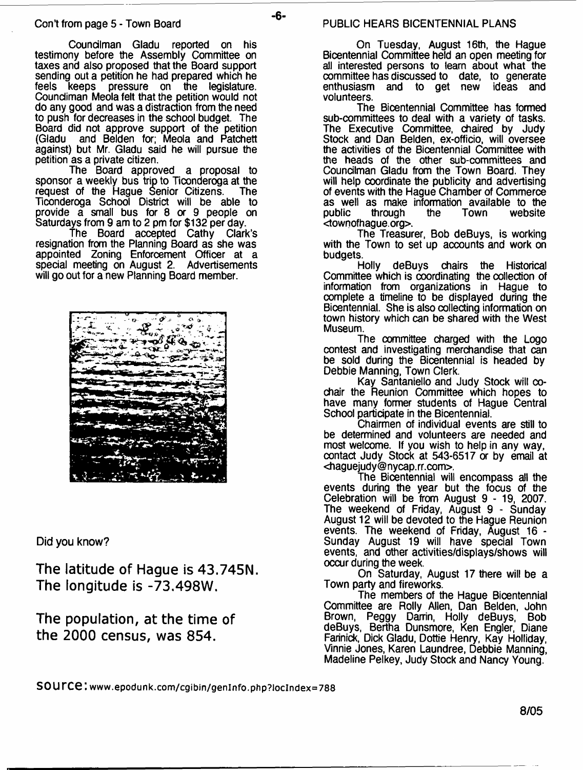Con't from page 5 - Town Board

Councilman Gladu reported on his testimony before the Assembly Committee on taxes and also proposed that the Board support sending out a petition he had prepared which he feels keeps pressure on the legislature. Councilman Meola felt that the petition would not do any good and was a distraction from the need to push for decreases in the school budget. The Board did not approve support of the petition (Gladu and Belden for; Meola and Patchett against) but Mr. Gladu said he will pursue the petition as a private citizen.

The Board approved a proposal to sponsor a weekly bus trip to Ticonderoga at the request of the Hague Senior Citizens. The Ticonderoga School District will be able to provide a small bus for 8 or 9 people on Saturdays from 9 am to 2 pm for $132 per day.

The Board accepted Cathy Clark's resignation from the Planning Board as she was appointed Zoning Enforcement Officer at a special meeting on August 2. Advertisements will go out for a new Planning Board member.

Did you know?

**The latitude of Hague is 43.745N. The longitude is -73.498W.**

**The population, at the time of the 2000 census, was 854.**

**source:** www.epodunk.com/cgibin/genInfo.php?locIndex=788

## PUBLIC HEARS BICENTENNIAL PLANS

On Tuesday, August 16th, the Hague Bicentennial Committee held an open meeting for all interested persons to learn about what the committee has discussed to date, to generate enthusiasm and to get new ideas and volunteers.

The Bicentennial Committee has formed sub-committees to deal with a variety of tasks. The Executive Committee, chaired by Judy Stock and Dan Belden, ex-officio, will oversee the activities of the Bicentennial Committee with the heads of the other sub-committees and Councilman Gladu from the Town Board. They will help coordinate the publicity and advertising of events with the Hague Chamber of Commerce as well as make information available to the public through the Town website <townofhague.org>.

The Treasurer, Bob deBuys, is working with the Town to set up accounts and work on budgets.

Holly deBuys chairs the Historical Committee which is coordinating the collection of information from organizations in Hague to complete a timeline to be displayed during the Bicentennial. She is also collecting information on town history which can be shared with the West Museum.

The committee charged with the Logo contest and investigating merchandise that can be sold during the Bicentennial is headed by Debbie Manning, Town Clerk.

Kay Santaniello and Judy Stock will co-chair the Reunion Committee which hopes to have many former students of Hague Central School participate in the Bicentennial.

Chairmen of individual events are still to be determined and volunteers are needed and most welcome. If you wish to help in any way, contact Judy Stock at 543-6517 or by email at <haguejudy@nycap.rr.com>.

The Bicentennial will encompass all the events during the year but the focus of the Celebration will be from August 9 - 19, 2007. The weekend of Friday, August 9 - Sunday August 12 will be devoted to the Hague Reunion events. The weekend of Friday, August 16 - Sunday August 19 will have special Town events, and other activities/displays/shows will occur during the week.

On Saturday, August 17 there will be a Town party and fireworks.

The members of the Hague Bicentennial Committee are Rolly Allen, Dan Belden, John Brown, Peggy Darrin, Holly deBuys, Bob deBuys, Bertha Dunsmore, Ken Engler, Diane Farinick, Dick Gladu, Dottie Henry, Kay Holliday, Vinnie Jones, Karen Laundree, Debbie Manning, Madeline Pelkey, Judy Stock and Nancy Young.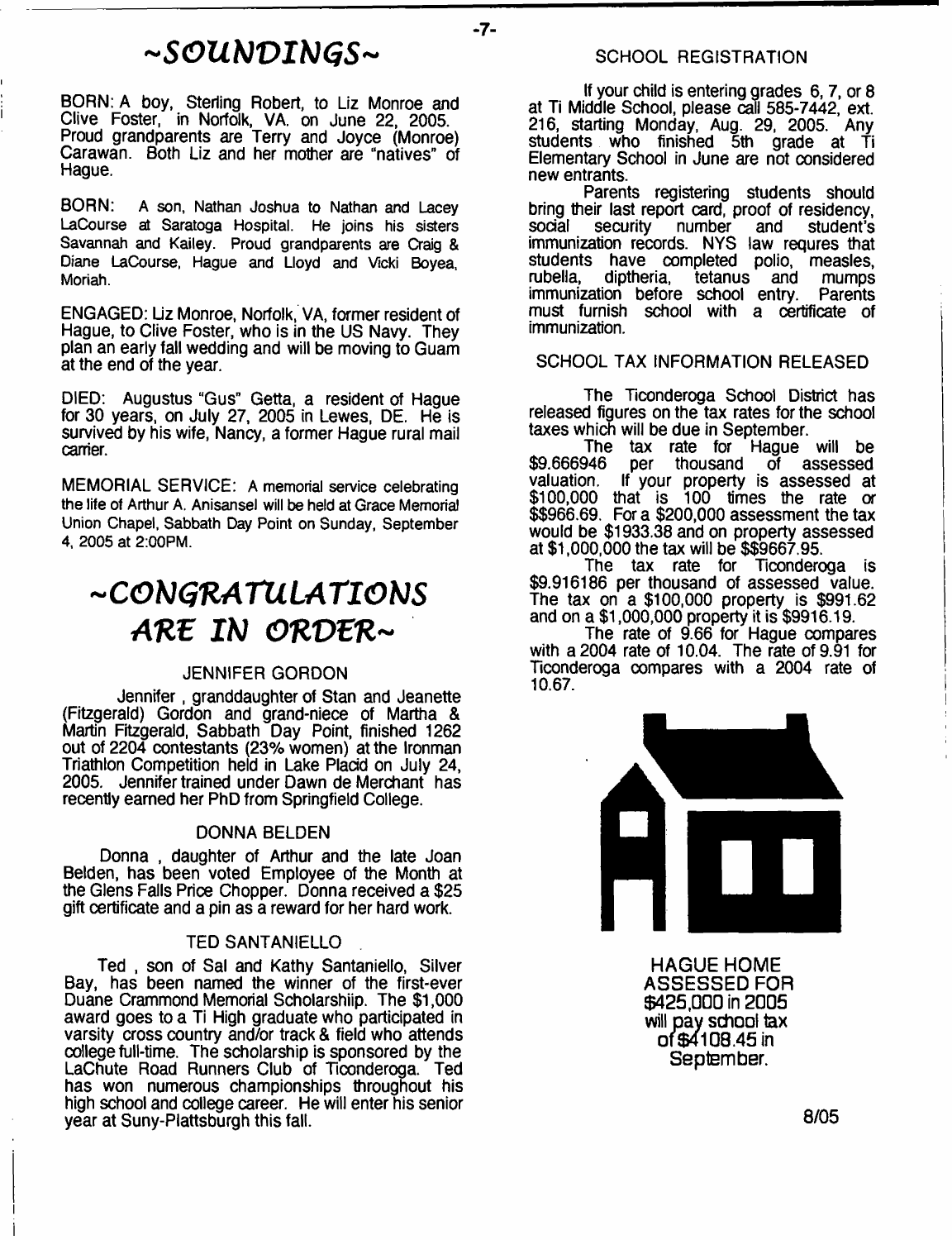# ~SOUNDINGS~

BORN: A boy, Sterling Robert, to Liz Monroe and Clive Foster, in Norfolk, VA. on June 22, 2005. Proud grandparents are Terry and Joyce (Monroe) Carawan. Both Liz and her mother are "natives" of Hague.

BORN: A son, Nathan Joshua to Nathan and Lacey LaCourse at Saratoga Hospital. He joins his sisters Savannah and Kailey. Proud grandparents are Craig & Diane LaCourse, Hague and Lloyd and Vicki Boyea, Moriah.

ENGAGED: Liz Monroe, Norfolk, VA, former resident of Hague, to Clive Foster, who is in the US Navy. They plan an early fall wedding and will be moving to Guam at the end of the year.

DIED: Augustus "Gus" Getta, a resident of Hague for 30 years, on July 27, 2005 in Lewes, DE. He is survived by his wife, Nancy, a former Hague rural mail carrier.

MEMORIAL SERVICE: A memorial service celebrating the life of Arthur A. Anisansel will be held at Grace Memorial Union Chapel, Sabbath Day Point on Sunday, September 4, 2005 at 2:00PM.

# ~CONGRATULATIONS ARE IN ORDER~

### JENNIFER GORDON

Jennifer , granddaughter of Stan and Jeanette (Fitzgerald) Gordon and grand-niece of Martha & Martin Fitzgerald, Sabbath Day Point, finished 1262 out of 2204 contestants (23% women) at the Ironman Triathlon Competition held in Lake Placid on July 24, 2005. Jennifer trained under Dawn de Merchant has recently earned her PhD from Springfield College.

### DONNA BELDEN

Donna , daughter of Arthur and the late Joan Belden, has been voted Employee of the Month at the Glens Falls Price Chopper. Donna received a $25 gift certificate and a pin as a reward for her hard work.

### TED SANTANIELLO

Ted , son of Sal and Kathy Santaniello, Silver Bay, has been named the winner of the first-ever Duane Crammond Memorial Scholarshiip. The $1,000 award goes to a Ti High graduate who participated in varsity cross country and/or track & field who attends college full-time. The scholarship is sponsored by the LaChute Road Runners Club of Ticonderoga. Ted has won numerous championships throughout his high school and college career. He will enter his senior year at Suny-Plattsburgh this fall.

### SCHOOL REGISTRATION

If your child is entering grades 6, 7, or 8 at Ti Middle School, please call 585-7442, ext. 216, starting Monday, Aug. 29, 2005. Any students who finished 5th grade at Ti Elementary School in June are not considered new entrants.

Parents registering students should bring their last report card, proof of residency, social security number and student's immunization records. NYS law requres that students have completed polio, measles, rubella, diptheria, tetanus and mumps immunization before school entry. Parents must furnish school with a certificate of immunization.

### SCHOOL TAX INFORMATION RELEASED

The Ticonderoga School District has released figures on the tax rates for the school taxes which will be due in September.

The tax rate for Hague will be $9.666946 per thousand of assessed valuation. If your property is assessed at $100,000 that is 100 times the rate or $$966.69. For a $200,000 assessment the tax would be $1933.38 and on property assessed at $1,000,000 the tax will be $$9667.95.

The tax rate for Ticonderoga is $9.916186 per thousand of assessed value. The tax on a $100,000 property is $991.62 and on a $1,000,000 property it is $9916.19.

The rate of 9.66 for Hague compares with a 2004 rate of 10.04. The rate of 9.91 for Ticonderoga compares with a 2004 rate of 10.67.

HAGUE HOME ASSESSED FOR $425,000 in 2005 will pay school tax of $4108.45 in September.

8/05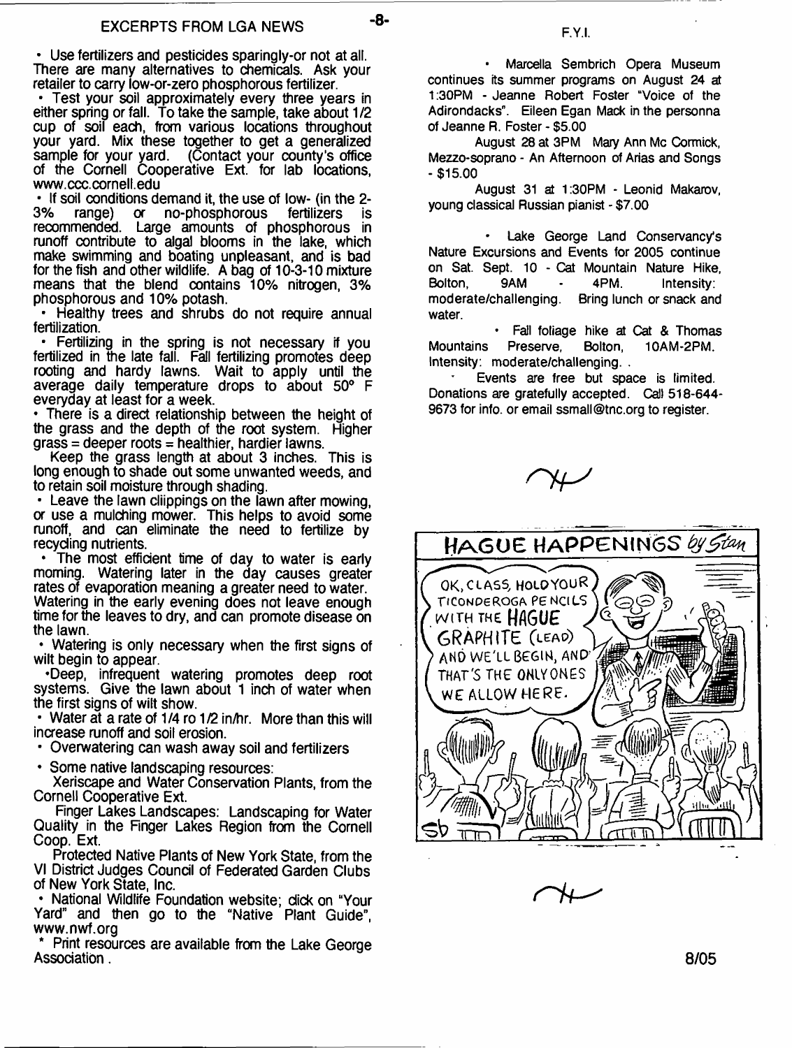## EXCERPTS FROM LGA NEWS

- Use fertilizers and pesticides sparingly-or not at all. There are many alternatives to chemicals. Ask your retailer to carry low-or-zero phosphorous fertilizer.
- Test your soil approximately every three years in either spring or fall. To take the sample, take about 1/2 cup of soil each, from various locations throughout your yard. Mix these together to get a generalized sample for your yard. (Contact your county's office of the Cornell Cooperative Ext. for lab locations, www.ccc.cornell.edu
- If soil conditions demand it, the use of low- (in the 2-3% range) or no-phosphorous fertilizers is recommended. Large amounts of phosphorous in runoff contribute to algal blooms in the lake, which make swimming and boating unpleasant, and is bad for the fish and other wildlife. A bag of 10-3-10 mixture means that the blend contains 10% nitrogen, 3% phosphorous and 10% potash.
- Healthy trees and shrubs do not require annual fertilization.
- Fertilizing in the spring is not necessary if you fertilized in the late fall. Fall fertilizing promotes deep rooting and hardy lawns. Wait to apply until the average daily temperature drops to about 50° F everyday at least for a week.
- There is a direct relationship between the height of the grass and the depth of the root system. Higher grass = deeper roots = healthier, hardier lawns.

  Keep the grass length at about 3 inches. This is long enough to shade out some unwanted weeds, and to retain soil moisture through shading.
- Leave the lawn cliippings on the lawn after mowing, or use a mulching mower. This helps to avoid some runoff, and can eliminate the need to fertilize by recycling nutrients.
- The most efficient time of day to water is early morning. Watering later in the day causes greater rates of evaporation meaning a greater need to water. Watering in the early evening does not leave enough time for the leaves to dry, and can promote disease on the lawn.
- Watering is only necessary when the first signs of wilt begin to appear.
- Deep, infrequent watering promotes deep root systems. Give the lawn about 1 inch of water when the first signs of wilt show.
- Water at a rate of 1/4 ro 1/2 in/hr. More than this will increase runoff and soil erosion.
- Overwatering can wash away soil and fertilizers
- Some native landscaping resources:

  Xeriscape and Water Conservation Plants, from the Cornell Cooperative Ext.

  Finger Lakes Landscapes: Landscaping for Water Quality in the Finger Lakes Region from the Cornell Coop. Ext.

  Protected Native Plants of New York State, from the VI District Judges Council of Federated Garden Clubs of New York State, Inc.
- National Wildlife Foundation website; click on "Your Yard" and then go to the "Native Plant Guide", www.nwf.org

\* Print resources are available from the Lake George Association .

## F.Y.I.

- Marcella Sembrich Opera Museum continues its summer programs on August 24 at 1:30PM - Jeanne Robert Foster "Voice of the Adirondacks". Eileen Egan Mack in the personna of Jeanne R. Foster - $5.00

  August 28 at 3PM Mary Ann Mc Cormick, Mezzo-soprano - An Afternoon of Arias and Songs - $15.00

  August 31 at 1:30PM - Leonid Makarov, young classical Russian pianist - $7.00

- Lake George Land Conservancy's Nature Excursions and Events for 2005 continue on Sat. Sept. 10 - Cat Mountain Nature Hike, Bolton, 9AM - 4PM. Intensity: moderate/challenging. Bring lunch or snack and water.

- Fall foliage hike at Cat & Thomas Mountains Preserve, Bolton, 10AM-2PM. Intensity: moderate/challenging. .

  Events are free but space is limited. Donations are gratefully accepted. Call 518-644-9673 for info. or email ssmall@tnc.org to register.

**HAGUE HAPPENINGS** *by Stan*

OK, CLASS, HOLD YOUR TICONDEROGA PENCILS WITH THE HAGUE GRAPHITE (LEAD) AND WE'LL BEGIN, AND THAT'S THE ONLY ONES WE ALLOW HERE.

8/05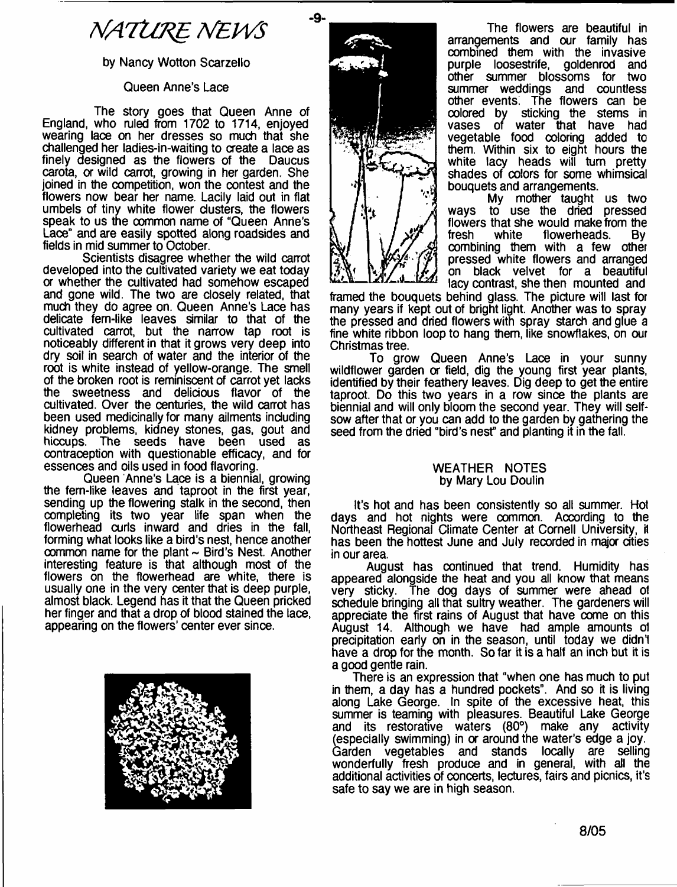# NATURE NEWS

by Nancy Wotton Scarzello

## Queen Anne's Lace

The story goes that Queen Anne of England, who ruled from 1702 to 1714, enjoyed wearing lace on her dresses so much that she challenged her ladies-in-waiting to create a lace as finely designed as the flowers of the Daucus carota, or wild carrot, growing in her garden. She joined in the competition, won the contest and the flowers now bear her name. Lacily laid out in flat umbels of tiny white flower clusters, the flowers speak to us the common name of "Queen Anne's Lace" and are easily spotted along roadsides and fields in mid summer to October.

Scientists disagree whether the wild carrot developed into the cultivated variety we eat today or whether the cultivated had somehow escaped and gone wild. The two are closely related, that much they do agree on. Queen Anne's Lace has delicate fern-like leaves similar to that of the cultivated carrot, but the narrow tap root is noticeably different in that it grows very deep into dry soil in search of water and the interior of the root is white instead of yellow-orange. The smell of the broken root is reminiscent of carrot yet lacks the sweetness and delicious flavor of the cultivated. Over the centuries, the wild carrot has been used medicinally for many ailments including kidney problems, kidney stones, gas, gout and hiccups. The seeds have been used as contraception with questionable efficacy, and for essences and oils used in food flavoring.

Queen Anne's Lace is a biennial, growing the fern-like leaves and taproot in the first year, sending up the flowering stalk in the second, then completing its two year life span when the flowerhead curls inward and dries in the fall, forming what looks like a bird's nest, hence another common name for the plant ~ Bird's Nest. Another interesting feature is that although most of the flowers on the flowerhead are white, there is usually one in the very center that is deep purple, almost black. Legend has it that the Queen pricked her finger and that a drop of blood stained the lace, appearing on the flowers' center ever since.

The flowers are beautiful in arrangements and our family has combined them with the invasive purple loosestrife, goldenrod and other summer blossoms for two summer weddings and countless other events. The flowers can be colored by sticking the stems in vases of water that have had vegetable food coloring added to them. Within six to eight hours the white lacy heads will turn pretty shades of colors for some whimsical bouquets and arrangements.

My mother taught us two ways to use the dried pressed flowers that she would make from the fresh white flowerheads. By combining them with a few other pressed white flowers and arranged on black velvet for a beautiful lacy contrast, she then mounted and framed the bouquets behind glass. The picture will last for many years if kept out of bright light. Another was to spray the pressed and dried flowers with spray starch and glue a fine white ribbon loop to hang them, like snowflakes, on our Christmas tree.

To grow Queen Anne's Lace in your sunny wildflower garden or field, dig the young first year plants, identified by their feathery leaves. Dig deep to get the entire taproot. Do this two years in a row since the plants are biennial and will only bloom the second year. They will self-sow after that or you can add to the garden by gathering the seed from the dried "bird's nest" and planting it in the fall.

## WEATHER NOTES

by Mary Lou Doulin

It's hot and has been consistently so all summer. Hot days and hot nights were common. According to the Northeast Regional Climate Center at Cornell University, it has been the hottest June and July recorded in major cities in our area.

August has continued that trend. Humidity has appeared alongside the heat and you all know that means very sticky. The dog days of summer were ahead of schedule bringing all that sultry weather. The gardeners will appreciate the first rains of August that have come on this August 14. Although we have had ample amounts of precipitation early on in the season, until today we didn't have a drop for the month. So far it is a half an inch but it is a good gentle rain.

There is an expression that "when one has much to put in them, a day has a hundred pockets". And so it is living along Lake George. In spite of the excessive heat, this summer is teaming with pleasures. Beautiful Lake George and its restorative waters (80°) make any activity (especially swimming) in or around the water's edge a joy. Garden vegetables and stands locally are selling wonderfully fresh produce and in general, with all the additional activities of concerts, lectures, fairs and picnics, it's safe to say we are in high season.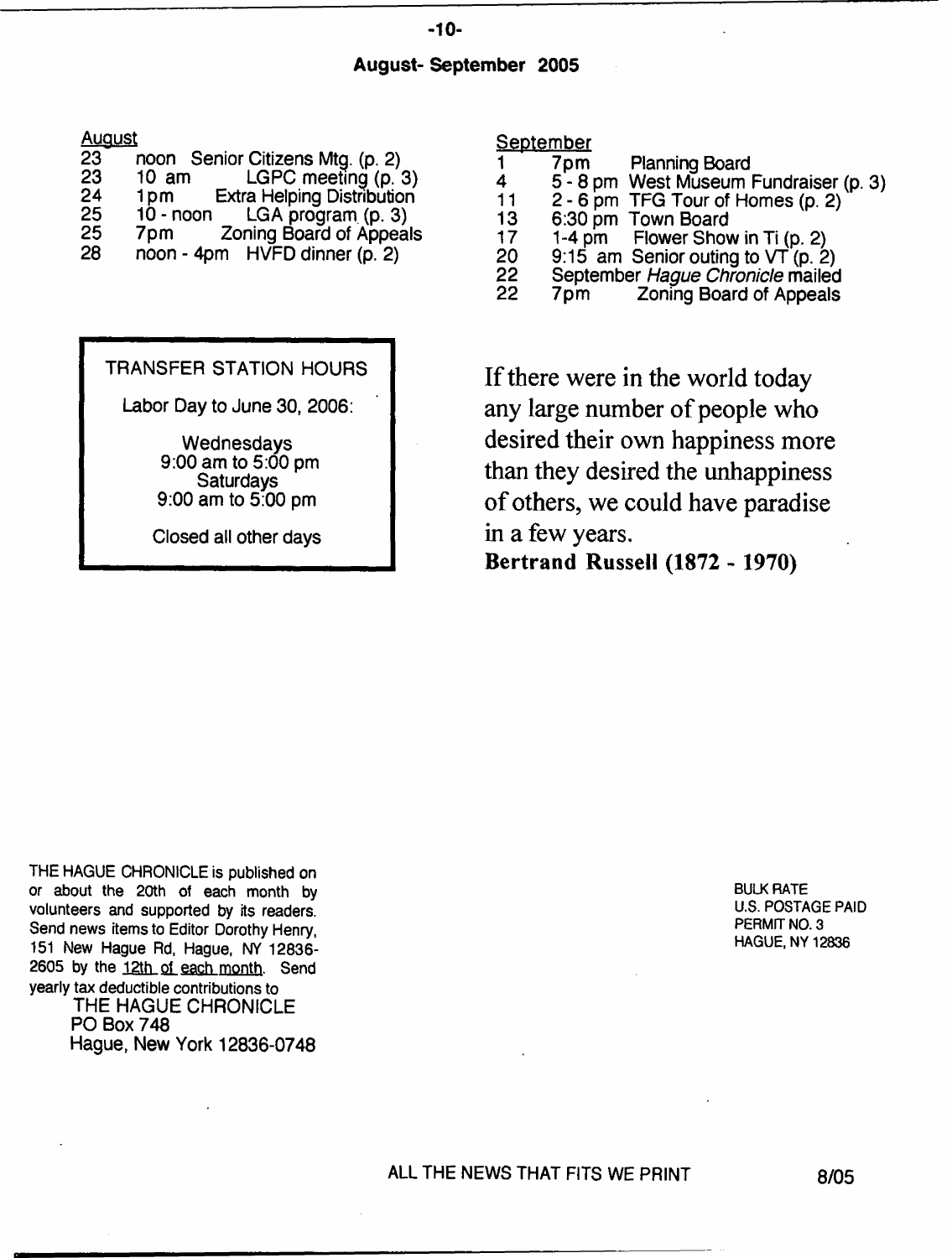## August- September 2005

**August**

| | | |
|---|---|---|
| 23 | noon | Senior Citizens Mtg. (p. 2) |
| 23 | 10 am | LGPC meeting (p. 3) |
| 24 | 1pm | Extra Helping Distribution |
| 25 | 10 - noon | LGA program (p. 3) |
| 25 | 7pm | Zoning Board of Appeals |
| 28 | noon - 4pm | HVFD dinner (p. 2) |

**September**

| | | |
|---|---|---|
| 1 | 7pm | Planning Board |
| 4 | 5 - 8 pm | West Museum Fundraiser (p. 3) |
| 11 | 2 - 6 pm | TFG Tour of Homes (p. 2) |
| 13 | 6:30 pm | Town Board |
| 17 | 1-4 pm | Flower Show in Ti (p. 2) |
| 20 | 9:15 am | Senior outing to VT (p. 2) |
| 22 | | September *Hague Chronicle* mailed |
| 22 | 7pm | Zoning Board of Appeals |

TRANSFER STATION HOURS

Labor Day to June 30, 2006:

Wednesdays
9:00 am to 5:00 pm
Saturdays
9:00 am to 5:00 pm

Closed all other days

If there were in the world today any large number of people who desired their own happiness more than they desired the unhappiness of others, we could have paradise in a few years.
**Bertrand Russell (1872 - 1970)**

THE HAGUE CHRONICLE is published on or about the 20th of each month by volunteers and supported by its readers. Send news items to Editor Dorothy Henry, 151 New Hague Rd, Hague, NY 12836-2605 by the 12th of each month. Send yearly tax deductible contributions to

THE HAGUE CHRONICLE
PO Box 748
Hague, New York 12836-0748

BULK RATE
U.S. POSTAGE PAID
PERMIT NO. 3
HAGUE, NY 12836

ALL THE NEWS THAT FITS WE PRINT

8/05